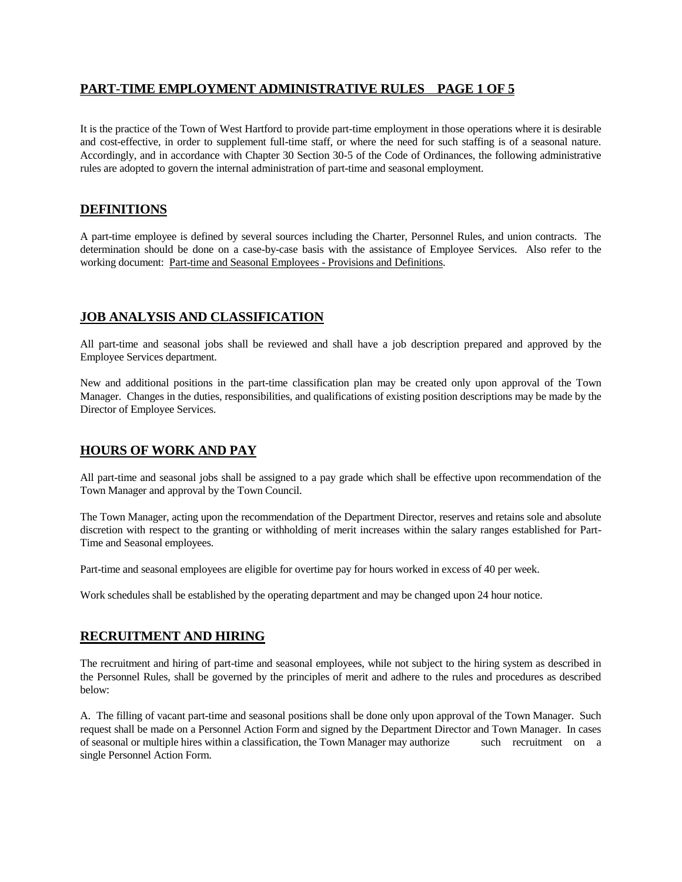# PART-TIME EMPLOYMENT ADMINISTRATIVE RULES

It is the practice of the Town of West Hartford to provide part-time employment in those operations where it is desirable and cost-effective, in order to supplement full-time staff, or where the need for such staffing is of a seasonal nature. Accordingly, and in accordance with Chapter 30 Section 30-5 of the Code of Ordinances, the following administrative rules are adopted to govern the internal administration of part-time and seasonal employment.

## DEFINITIONS

A part-time employee is defined by several sources including the Charter, Personnel Rules, and union contracts. The determination should be done on a case-by-case basis with the assistance of Employee Services. Also refer to the working document: Part-time and Seasonal Employees - Provisions and Definitions.

## JOB ANALYSIS AND CLASSIFICATION

All part-time and seasonal jobs shall be reviewed and shall have a job description prepared and approved by the Employee Services department.

New and additional positions in the part-time classification plan may be created only upon approval of the Town Manager. Changes in the duties, responsibilities, and qualifications of existing position descriptions may be made by the Director of Employee Services.

## HOURS OF WORK AND PAY

All part-time and seasonal jobs shall be assigned to a pay grade which shall be effective upon recommendation of the Town Manager and approval by the Town Council.

The Town Manager, acting upon the recommendation of the Department Director, reserves and retains sole and absolute discretion with respect to the granting or withholding of merit increases within the salary ranges established for Part-Time and Seasonal employees.

Part-time and seasonal employees are eligible for overtime pay for hours worked in excess of 40 per week.

Work schedules shall be established by the operating department and may be changed upon 24 hour notice.

## RECRUITMENT AND HIRING

The recruitment and hiring of part-time and seasonal employees, while not subject to the hiring system as described in the Personnel Rules, shall be governed by the principles of merit and adhere to the rules and procedures as described below:

A. The filling of vacant part-time and seasonal positions shall be done only upon approval of the Town Manager. Such request shall be made on a Personnel Action Form and signed by the Department Director and Town Manager. In cases of seasonal or multiple hires within a classification, the Town Manager may authorize such recruitment on a single Personnel Action Form.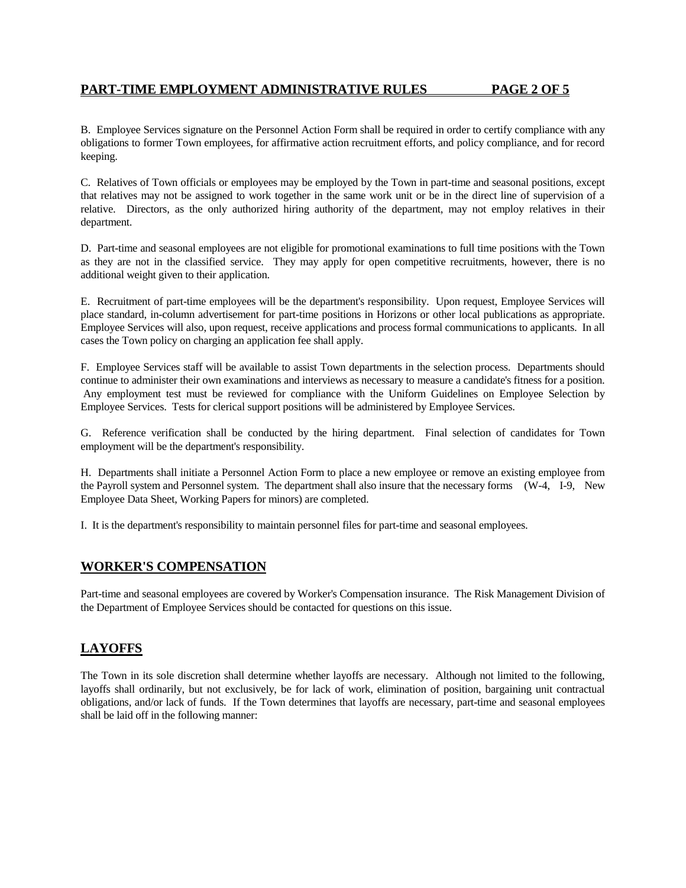B. Employee Services signature on the Personnel Action Form shall be required in order to certify compliance with any obligations to former Town employees, for affirmative action recruitment efforts, and policy compliance, and for record keeping.

C. Relatives of Town officials or employees may be employed by the Town in part-time and seasonal positions, except that relatives may not be assigned to work together in the same work unit or be in the direct line of supervision of a relative. Directors, as the only authorized hiring authority of the department, may not employ relatives in their department.

D. Part-time and seasonal employees are not eligible for promotional examinations to full time positions with the Town as they are not in the classified service. They may apply for open competitive recruitments, however, there is no additional weight given to their application.

E. Recruitment of part-time employees will be the department's responsibility. Upon request, Employee Services will place standard, in-column advertisement for part-time positions in Horizons or other local publications as appropriate. Employee Services will also, upon request, receive applications and process formal communications to applicants. In all cases the Town policy on charging an application fee shall apply.

F. Employee Services staff will be available to assist Town departments in the selection process. Departments should continue to administer their own examinations and interviews as necessary to measure a candidate's fitness for a position. Any employment test must be reviewed for compliance with the Uniform Guidelines on Employee Selection by Employee Services. Tests for clerical support positions will be administered by Employee Services.

G. Reference verification shall be conducted by the hiring department. Final selection of candidates for Town employment will be the department's responsibility.

H. Departments shall initiate a Personnel Action Form to place a new employee or remove an existing employee from the Payroll system and Personnel system. The department shall also insure that the necessary forms (W-4, I-9, New Employee Data Sheet, Working Papers for minors) are completed.

I. It is the department's responsibility to maintain personnel files for part-time and seasonal employees.

## WORKER'S COMPENSATION

Part-time and seasonal employees are covered by Worker's Compensation insurance. The Risk Management Division of the Department of Employee Services should be contacted for questions on this issue.

## LAYOFFS

The Town in its sole discretion shall determine whether layoffs are necessary. Although not limited to the following, layoffs shall ordinarily, but not exclusively, be for lack of work, elimination of position, bargaining unit contractual obligations, and/or lack of funds. If the Town determines that layoffs are necessary, part-time and seasonal employees shall be laid off in the following manner: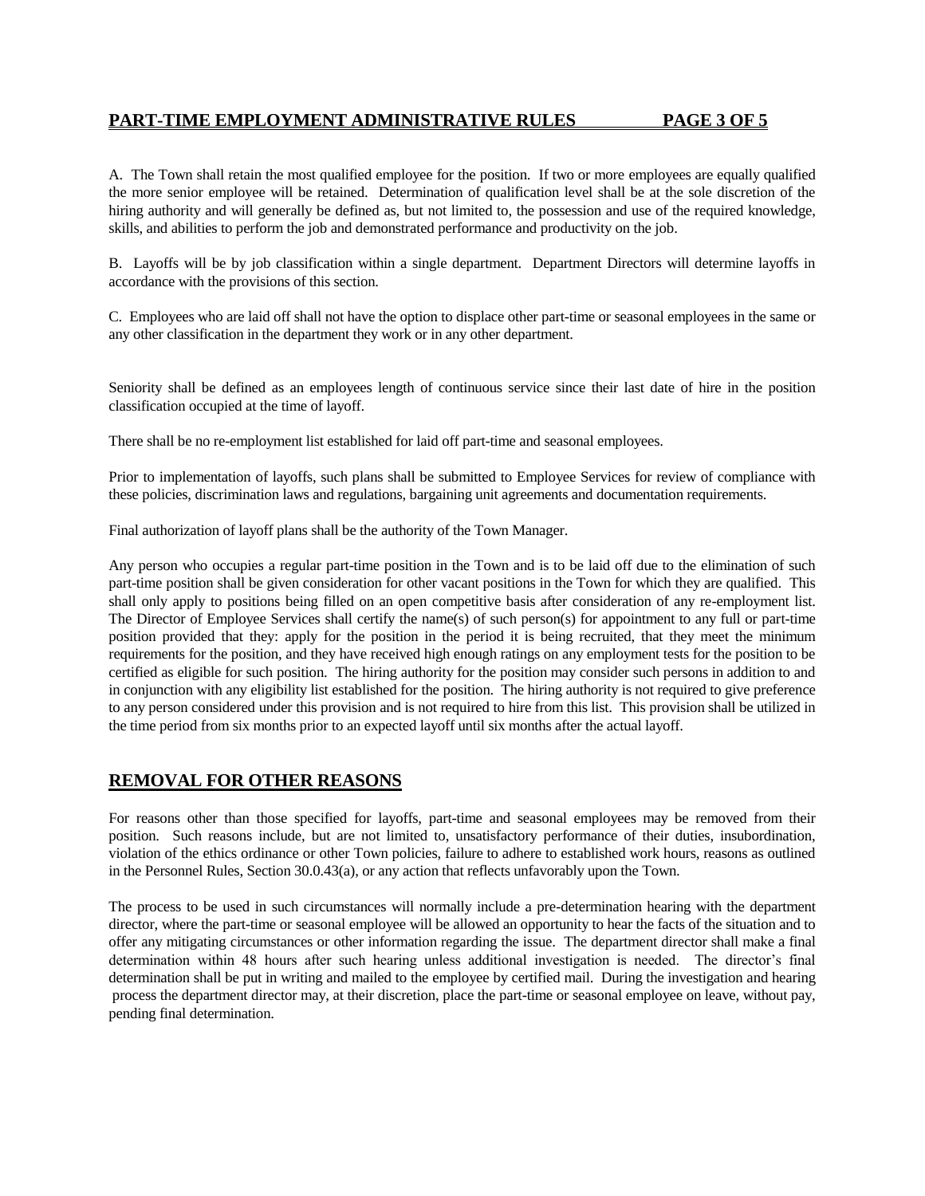A. The Town shall retain the most qualified employee for the position. If two or more employees are equally qualified the more senior employee will be retained. Determination of qualification level shall be at the sole discretion of the hiring authority and will generally be defined as, but not limited to, the possession and use of the required knowledge, skills, and abilities to perform the job and demonstrated performance and productivity on the job.

B. Layoffs will be by job classification within a single department. Department Directors will determine layoffs in accordance with the provisions of this section.

C. Employees who are laid off shall not have the option to displace other part-time or seasonal employees in the same or any other classification in the department they work or in any other department.

Seniority shall be defined as an employees length of continuous service since their last date of hire in the position classification occupied at the time of layoff.

There shall be no re-employment list established for laid off part-time and seasonal employees.

Prior to implementation of layoffs, such plans shall be submitted to Employee Services for review of compliance with these policies, discrimination laws and regulations, bargaining unit agreements and documentation requirements.

Final authorization of layoff plans shall be the authority of the Town Manager.

Any person who occupies a regular part-time position in the Town and is to be laid off due to the elimination of such part-time position shall be given consideration for other vacant positions in the Town for which they are qualified. This shall only apply to positions being filled on an open competitive basis after consideration of any re-employment list. The Director of Employee Services shall certify the name(s) of such person(s) for appointment to any full or part-time position provided that they: apply for the position in the period it is being recruited, that they meet the minimum requirements for the position, and they have received high enough ratings on any employment tests for the position to be certified as eligible for such position. The hiring authority for the position may consider such persons in addition to and in conjunction with any eligibility list established for the position. The hiring authority is not required to give preference to any person considered under this provision and is not required to hire from this list. This provision shall be utilized in the time period from six months prior to an expected layoff until six months after the actual layoff.

## REMOVAL FOR OTHER REASONS

For reasons other than those specified for layoffs, part-time and seasonal employees may be removed from their position. Such reasons include, but are not limited to, unsatisfactory performance of their duties, insubordination, violation of the ethics ordinance or other Town policies, failure to adhere to established work hours, reasons as outlined in the Personnel Rules, Section 30.0.43(a), or any action that reflects unfavorably upon the Town.

The process to be used in such circumstances will normally include a pre-determination hearing with the department director, where the part-time or seasonal employee will be allowed an opportunity to hear the facts of the situation and to offer any mitigating circumstances or other information regarding the issue. The department director shall make a final determination within 48 hours after such hearing unless additional investigation is needed. The director's final determination shall be put in writing and mailed to the employee by certified mail. During the investigation and hearing process the department director may, at their discretion, place the part-time or seasonal employee on leave, without pay, pending final determination.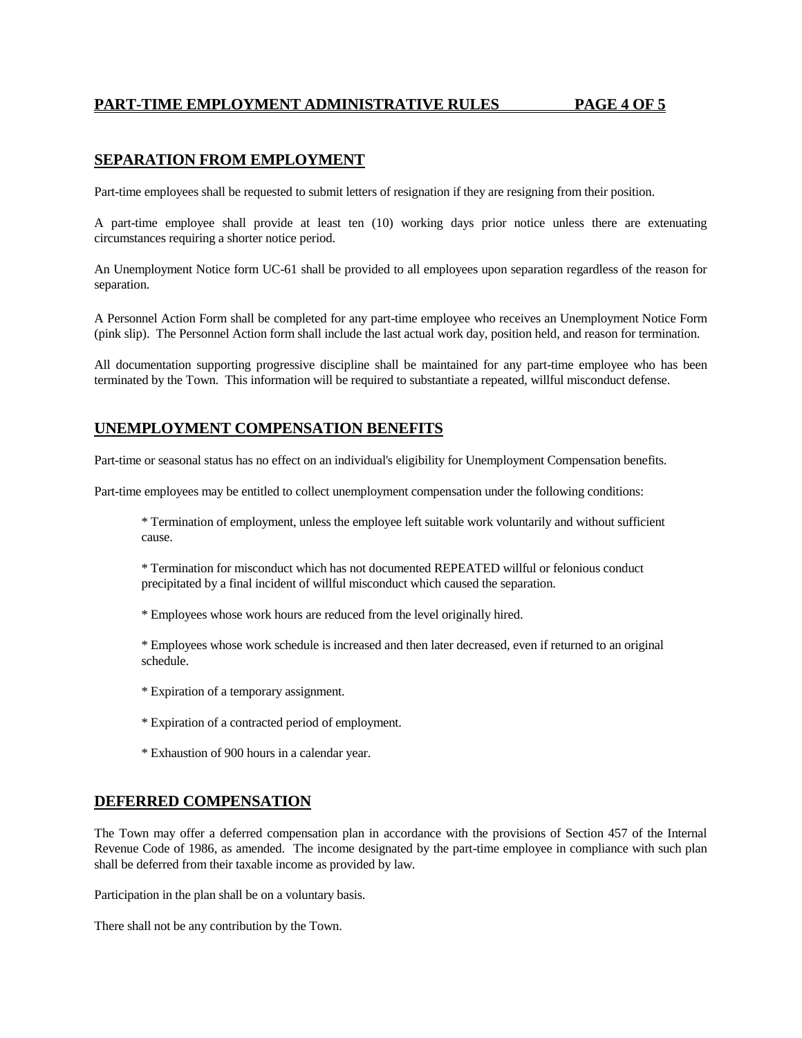## SEPARATION FROM EMPLOYMENT

Part-time employees shall be requested to submit letters of resignation if they are resigning from their position.

A part-time employee shall provide at least ten (10) working days prior notice unless there are extenuating circumstances requiring a shorter notice period.

An Unemployment Notice form UC-61 shall be provided to all employees upon separation regardless of the reason for separation.

A Personnel Action Form shall be completed for any part-time employee who receives an Unemployment Notice Form (pink slip). The Personnel Action form shall include the last actual work day, position held, and reason for termination.

All documentation supporting progressive discipline shall be maintained for any part-time employee who has been terminated by the Town. This information will be required to substantiate a repeated, willful misconduct defense.

## UNEMPLOYMENT COMPENSATION BENEFITS

Part-time or seasonal status has no effect on an individual's eligibility for Unemployment Compensation benefits.

Part-time employees may be entitled to collect unemployment compensation under the following conditions:

* Termination of employment, unless the employee left suitable work voluntarily and without sufficient cause.
* Termination for misconduct which has not documented REPEATED willful or felonious conduct precipitated by a final incident of willful misconduct which caused the separation.
* Employees whose work hours are reduced from the level originally hired.
* Employees whose work schedule is increased and then later decreased, even if returned to an original schedule.
* Expiration of a temporary assignment.
* Expiration of a contracted period of employment.
* Exhaustion of 900 hours in a calendar year.

## DEFERRED COMPENSATION

The Town may offer a deferred compensation plan in accordance with the provisions of Section 457 of the Internal Revenue Code of 1986, as amended. The income designated by the part-time employee in compliance with such plan shall be deferred from their taxable income as provided by law.

Participation in the plan shall be on a voluntary basis.

There shall not be any contribution by the Town.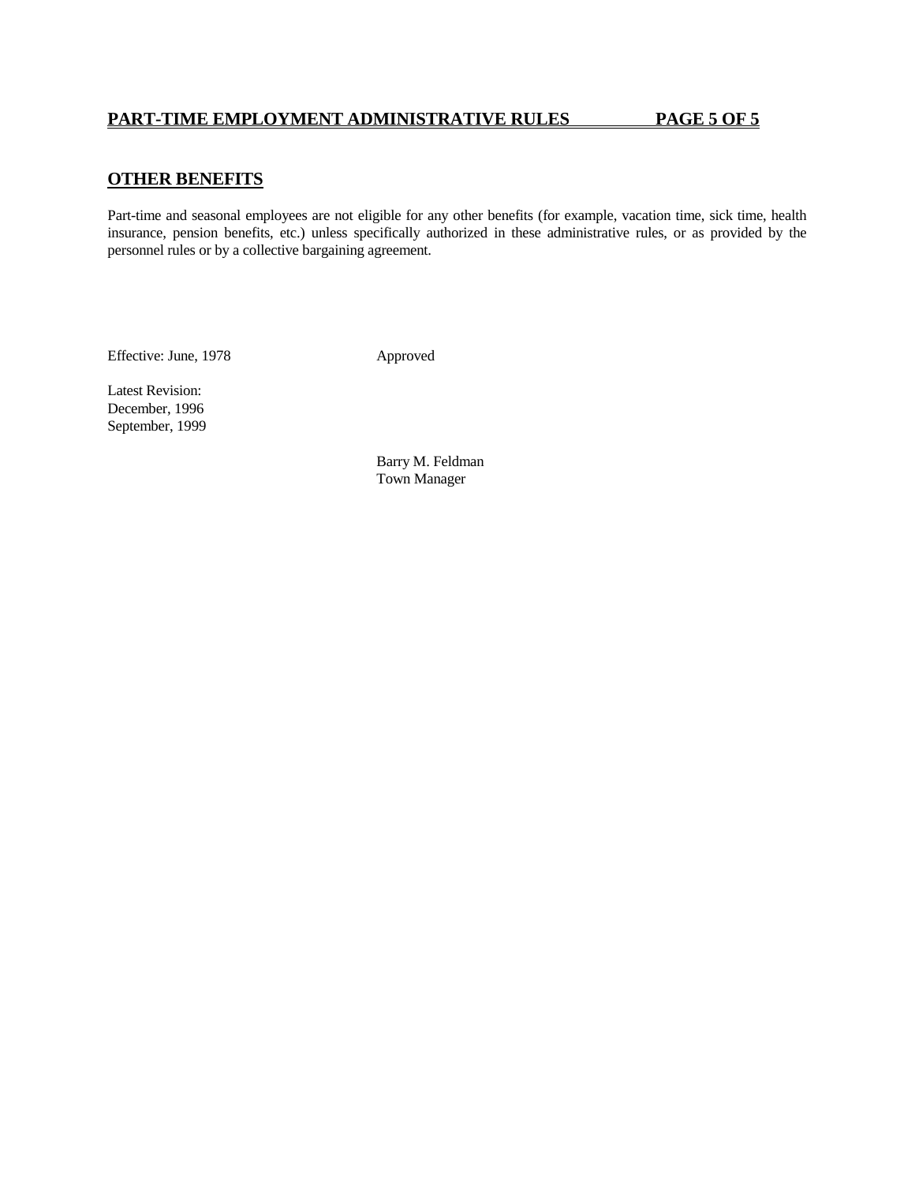## OTHER BENEFITS

Part-time and seasonal employees are not eligible for any other benefits (for example, vacation time, sick time, health insurance, pension benefits, etc.) unless specifically authorized in these administrative rules, or as provided by the personnel rules or by a collective bargaining agreement.

Effective: June, 1978

Approved

Latest Revision:
December, 1996
September, 1999

Barry M. Feldman
Town Manager